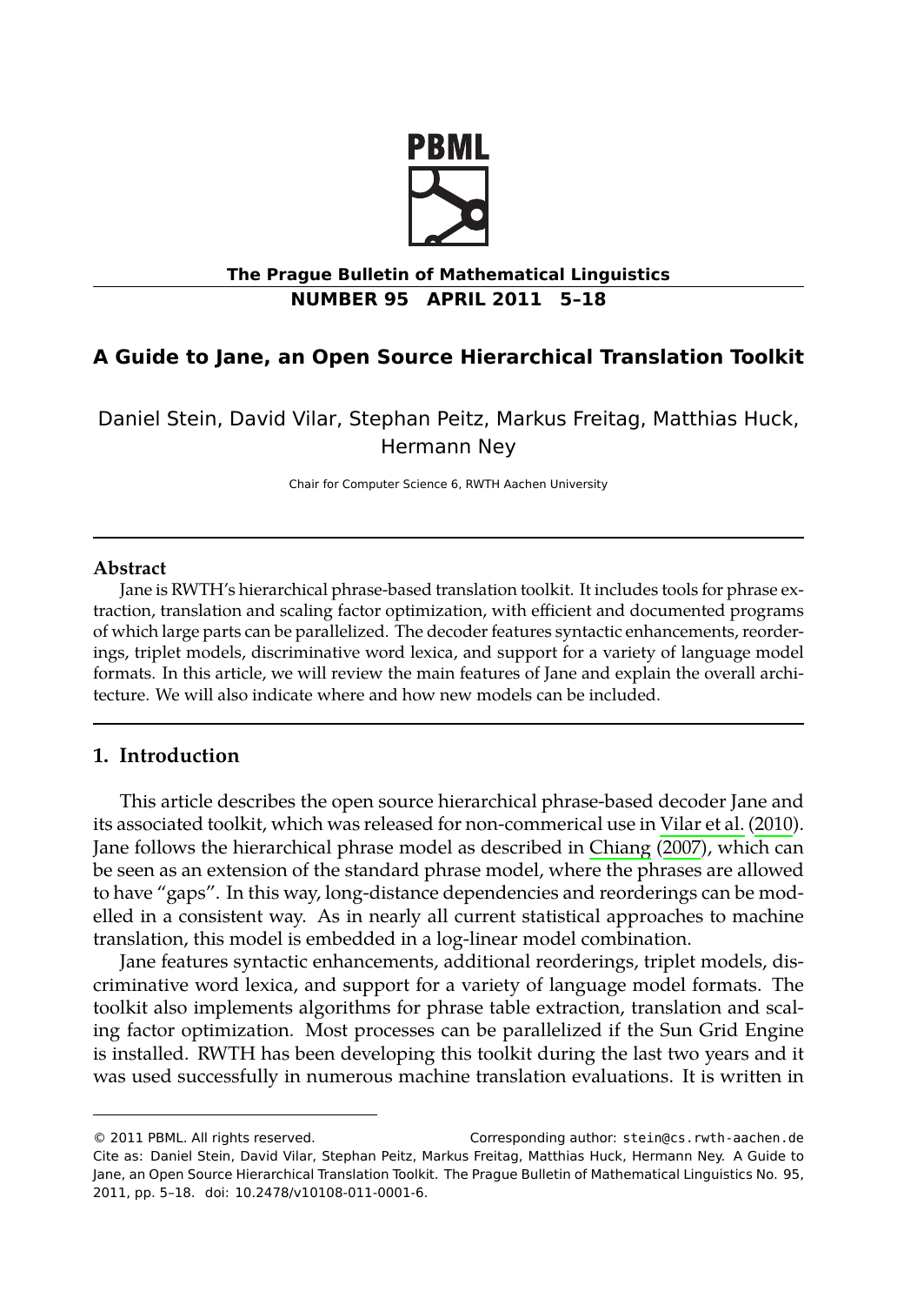# A Guide to Jane, an Open Source Hierarchical Translation Toolkit

Daniel Stein, David Vilar, Stephan Peitz, Markus Freitag, Matthias Huck, Hermann Ney

Chair for Computer Science 6, RWTH Aachen University

---

**Abstract**

Jane is RWTH's hierarchical phrase-based translation toolkit. It includes tools for phrase extraction, translation and scaling factor optimization, with efficient and documented programs of which large parts can be parallelized. The decoder features syntactic enhancements, reorderings, triplet models, discriminative word lexica, and support for a variety of language model formats. In this article, we will review the main features of Jane and explain the overall architecture. We will also indicate where and how new models can be included.

---

## 1. Introduction

This article describes the open source hierarchical phrase-based decoder Jane and its associated toolkit, which was released for non-commerical use in Vilar et al. (2010). Jane follows the hierarchical phrase model as described in Chiang (2007), which can be seen as an extension of the standard phrase model, where the phrases are allowed to have "gaps". In this way, long-distance dependencies and reorderings can be modelled in a consistent way. As in nearly all current statistical approaches to machine translation, this model is embedded in a log-linear model combination.

Jane features syntactic enhancements, additional reorderings, triplet models, discriminative word lexica, and support for a variety of language model formats. The toolkit also implements algorithms for phrase table extraction, translation and scaling factor optimization. Most processes can be parallelized if the Sun Grid Engine is installed. RWTH has been developing this toolkit during the last two years and it was used successfully in numerous machine translation evaluations. It is written in

---

© 2011 PBML. All rights reserved. Corresponding author: stein@cs.rwth-aachen.de

Cite as: Daniel Stein, David Vilar, Stephan Peitz, Markus Freitag, Matthias Huck, Hermann Ney. A Guide to Jane, an Open Source Hierarchical Translation Toolkit. The Prague Bulletin of Mathematical Linguistics No. 95, 2011, pp. 5–18. doi: 10.2478/v10108-011-0001-6.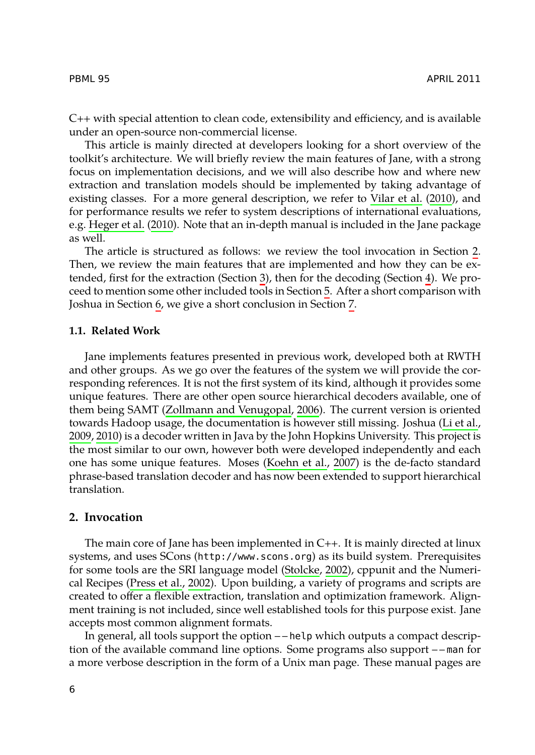C++ with special attention to clean code, extensibility and efficiency, and is available under an open-source non-commercial license.

This article is mainly directed at developers looking for a short overview of the toolkit's architecture. We will briefly review the main features of Jane, with a strong focus on implementation decisions, and we will also describe how and where new extraction and translation models should be implemented by taking advantage of existing classes. For a more general description, we refer to Vilar et al. (2010), and for performance results we refer to system descriptions of international evaluations, e.g. Heger et al. (2010). Note that an in-depth manual is included in the Jane package as well.

The article is structured as follows: we review the tool invocation in Section 2. Then, we review the main features that are implemented and how they can be extended, first for the extraction (Section 3), then for the decoding (Section 4). We proceed to mention some other included tools in Section 5. After a short comparison with Joshua in Section 6, we give a short conclusion in Section 7.

### 1.1. Related Work

Jane implements features presented in previous work, developed both at RWTH and other groups. As we go over the features of the system we will provide the corresponding references. It is not the first system of its kind, although it provides some unique features. There are other open source hierarchical decoders available, one of them being SAMT (Zollmann and Venugopal, 2006). The current version is oriented towards Hadoop usage, the documentation is however still missing. Joshua (Li et al., 2009, 2010) is a decoder written in Java by the John Hopkins University. This project is the most similar to our own, however both were developed independently and each one has some unique features. Moses (Koehn et al., 2007) is the de-facto standard phrase-based translation decoder and has now been extended to support hierarchical translation.

## 2. Invocation

The main core of Jane has been implemented in C++. It is mainly directed at linux systems, and uses SCons (`http://www.scons.org`) as its build system. Prerequisites for some tools are the SRI language model (Stolcke, 2002), cppunit and the Numerical Recipes (Press et al., 2002). Upon building, a variety of programs and scripts are created to offer a flexible extraction, translation and optimization framework. Alignment training is not included, since well established tools for this purpose exist. Jane accepts most common alignment formats.

In general, all tools support the option `--help` which outputs a compact description of the available command line options. Some programs also support `--man` for a more verbose description in the form of a Unix man page. These manual pages are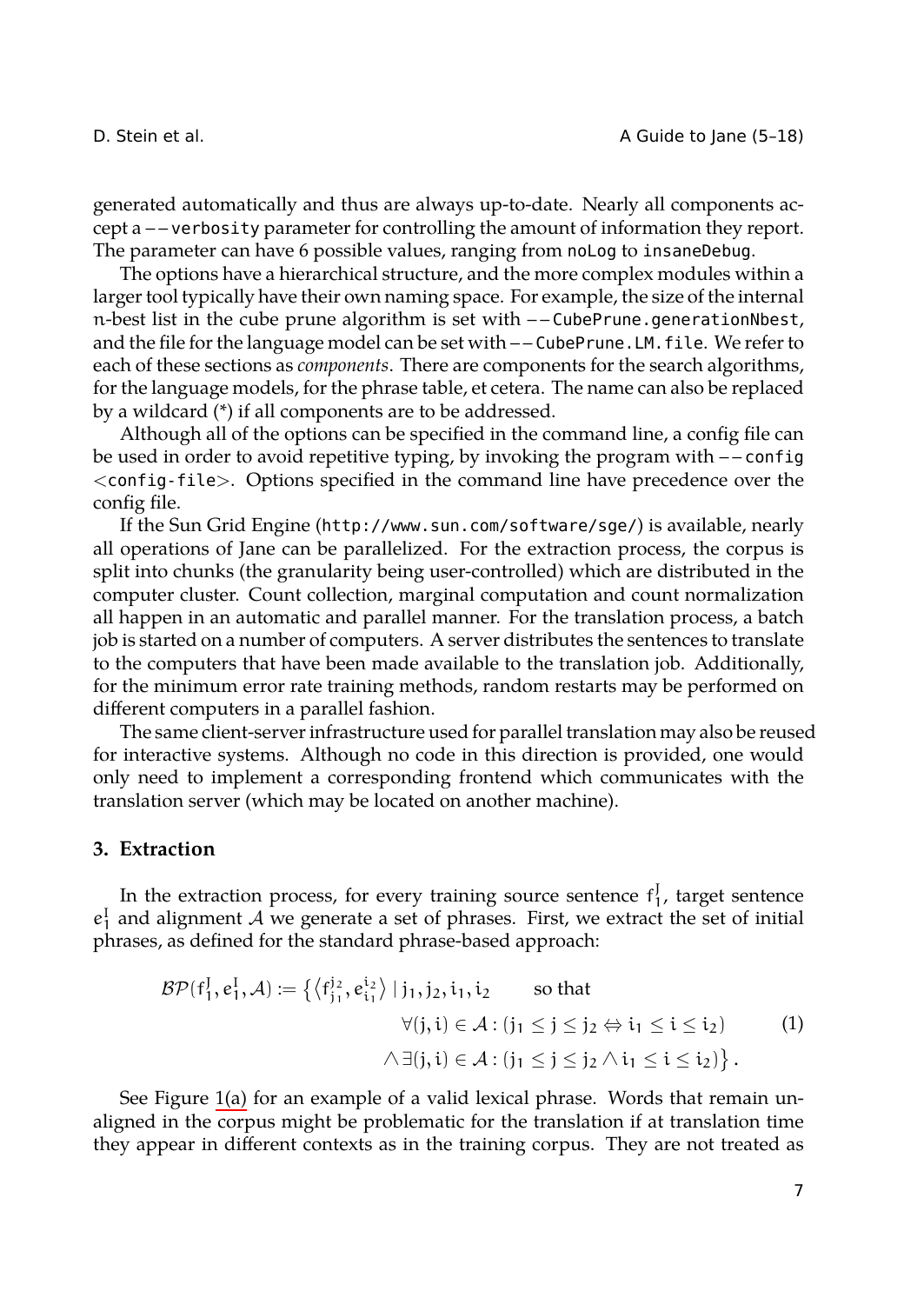generated automatically and thus are always up-to-date. Nearly all components accept a `--verbosity` parameter for controlling the amount of information they report. The parameter can have 6 possible values, ranging from `noLog` to `insaneDebug`.

The options have a hierarchical structure, and the more complex modules within a larger tool typically have their own naming space. For example, the size of the internal $n$-best list in the cube prune algorithm is set with `--CubePrune.generationNbest`, and the file for the language model can be set with `--CubePrune.LM.file`. We refer to each of these sections as *components*. There are components for the search algorithms, for the language models, for the phrase table, et cetera. The name can also be replaced by a wildcard (*) if all components are to be addressed.

Although all of the options can be specified in the command line, a config file can be used in order to avoid repetitive typing, by invoking the program with `--config <config-file>`. Options specified in the command line have precedence over the config file.

If the Sun Grid Engine (`http://www.sun.com/software/sge/`) is available, nearly all operations of Jane can be parallelized. For the extraction process, the corpus is split into chunks (the granularity being user-controlled) which are distributed in the computer cluster. Count collection, marginal computation and count normalization all happen in an automatic and parallel manner. For the translation process, a batch job is started on a number of computers. A server distributes the sentences to translate to the computers that have been made available to the translation job. Additionally, for the minimum error rate training methods, random restarts may be performed on different computers in a parallel fashion.

The same client-server infrastructure used for parallel translation may also be reused for interactive systems. Although no code in this direction is provided, one would only need to implement a corresponding frontend which communicates with the translation server (which may be located on another machine).

## 3. Extraction

In the extraction process, for every training source sentence $f_1^J$, target sentence $e_1^I$ and alignment $\mathcal{A}$ we generate a set of phrases. First, we extract the set of initial phrases, as defined for the standard phrase-based approach:

$$
\begin{aligned}
\mathcal{BP}(f_1^J, e_1^I, \mathcal{A}) := \big\{ \langle f_{j_1}^{j_2}, e_{i_1}^{i_2} \rangle \mid j_1, j_2, i_1, i_2 \quad & \text{so that} \\
& \forall (j,i) \in \mathcal{A} : (j_1 \le j \le j_2 \Leftrightarrow i_1 \le i \le i_2) \\
& \wedge \exists (j,i) \in \mathcal{A} : (j_1 \le j \le j_2 \wedge i_1 \le i \le i_2) \big\} .
\end{aligned}
\tag{1}
$$

See Figure 1(a) for an example of a valid lexical phrase. Words that remain unaligned in the corpus might be problematic for the translation if at translation time they appear in different contexts as in the training corpus. They are not treated as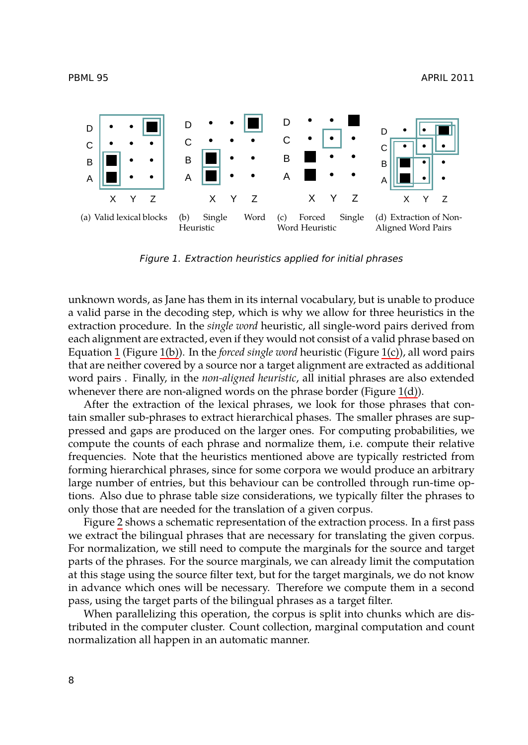(a) Valid lexical blocks (b) Single Word Heuristic (c) Forced Single Word Heuristic (d) Extraction of Non-Aligned Word Pairs

*Figure 1. Extraction heuristics applied for initial phrases*

unknown words, as Jane has them in its internal vocabulary, but is unable to produce a valid parse in the decoding step, which is why we allow for three heuristics in the extraction procedure. In the *single word* heuristic, all single-word pairs derived from each alignment are extracted, even if they would not consist of a valid phrase based on Equation 1 (Figure 1(b)). In the *forced single word* heuristic (Figure 1(c)), all word pairs that are neither covered by a source nor a target alignment are extracted as additional word pairs . Finally, in the *non-aligned heuristic*, all initial phrases are also extended whenever there are non-aligned words on the phrase border (Figure 1(d)).

After the extraction of the lexical phrases, we look for those phrases that contain smaller sub-phrases to extract hierarchical phases. The smaller phrases are suppressed and gaps are produced on the larger ones. For computing probabilities, we compute the counts of each phrase and normalize them, i.e. compute their relative frequencies. Note that the heuristics mentioned above are typically restricted from forming hierarchical phrases, since for some corpora we would produce an arbitrary large number of entries, but this behaviour can be controlled through run-time options. Also due to phrase table size considerations, we typically filter the phrases to only those that are needed for the translation of a given corpus.

Figure 2 shows a schematic representation of the extraction process. In a first pass we extract the bilingual phrases that are necessary for translating the given corpus. For normalization, we still need to compute the marginals for the source and target parts of the phrases. For the source marginals, we can already limit the computation at this stage using the source filter text, but for the target marginals, we do not know in advance which ones will be necessary. Therefore we compute them in a second pass, using the target parts of the bilingual phrases as a target filter.

When parallelizing this operation, the corpus is split into chunks which are distributed in the computer cluster. Count collection, marginal computation and count normalization all happen in an automatic manner.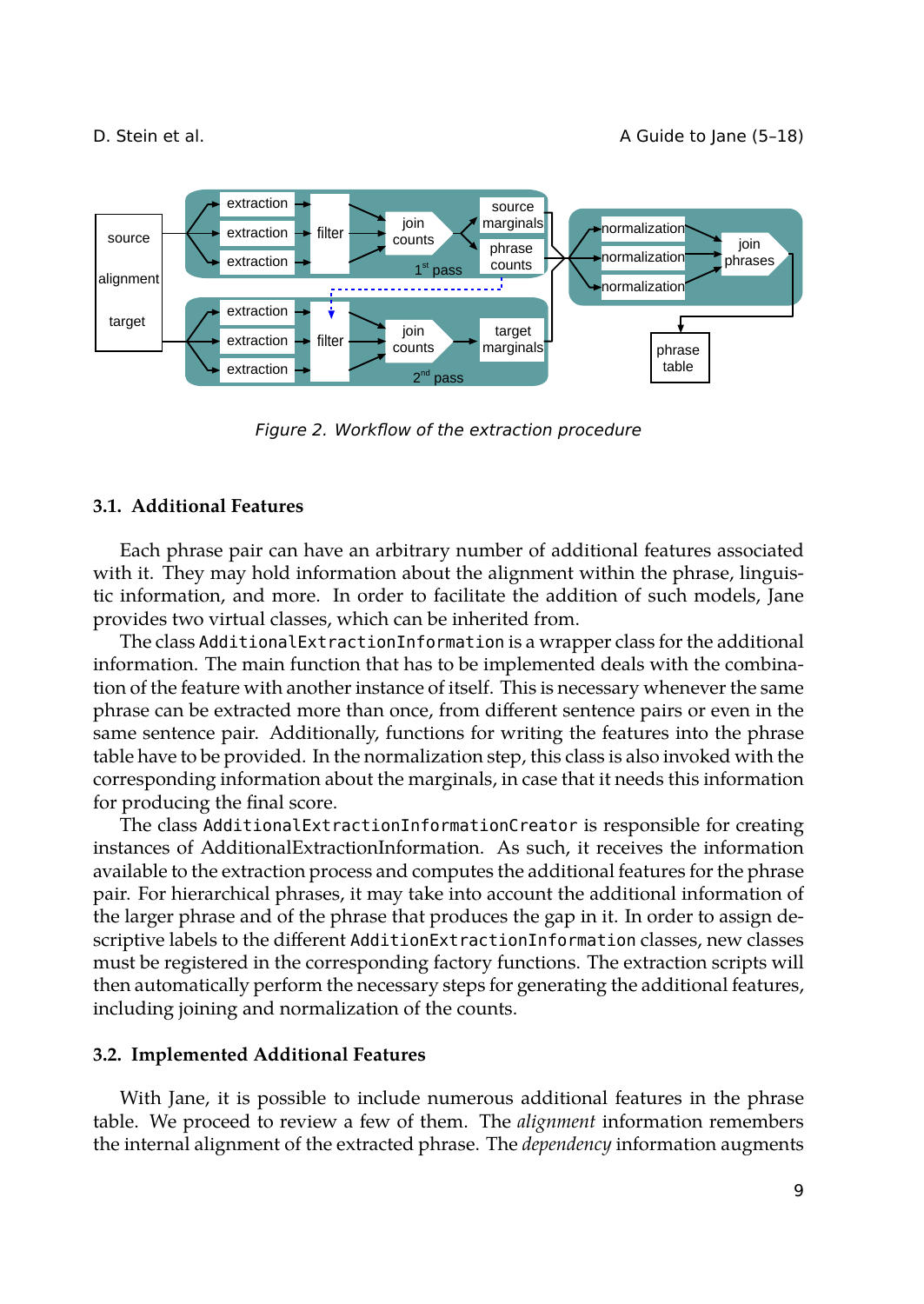Figure 2. Workflow of the extraction procedure

### 3.1. Additional Features

Each phrase pair can have an arbitrary number of additional features associated with it. They may hold information about the alignment within the phrase, linguistic information, and more. In order to facilitate the addition of such models, Jane provides two virtual classes, which can be inherited from.

The class `AdditionalExtractionInformation` is a wrapper class for the additional information. The main function that has to be implemented deals with the combination of the feature with another instance of itself. This is necessary whenever the same phrase can be extracted more than once, from different sentence pairs or even in the same sentence pair. Additionally, functions for writing the features into the phrase table have to be provided. In the normalization step, this class is also invoked with the corresponding information about the marginals, in case that it needs this information for producing the final score.

The class `AdditionalExtractionInformationCreator` is responsible for creating instances of AdditionalExtractionInformation. As such, it receives the information available to the extraction process and computes the additional features for the phrase pair. For hierarchical phrases, it may take into account the additional information of the larger phrase and of the phrase that produces the gap in it. In order to assign descriptive labels to the different `AdditionExtractionInformation` classes, new classes must be registered in the corresponding factory functions. The extraction scripts will then automatically perform the necessary steps for generating the additional features, including joining and normalization of the counts.

### 3.2. Implemented Additional Features

With Jane, it is possible to include numerous additional features in the phrase table. We proceed to review a few of them. The *alignment* information remembers the internal alignment of the extracted phrase. The *dependency* information augments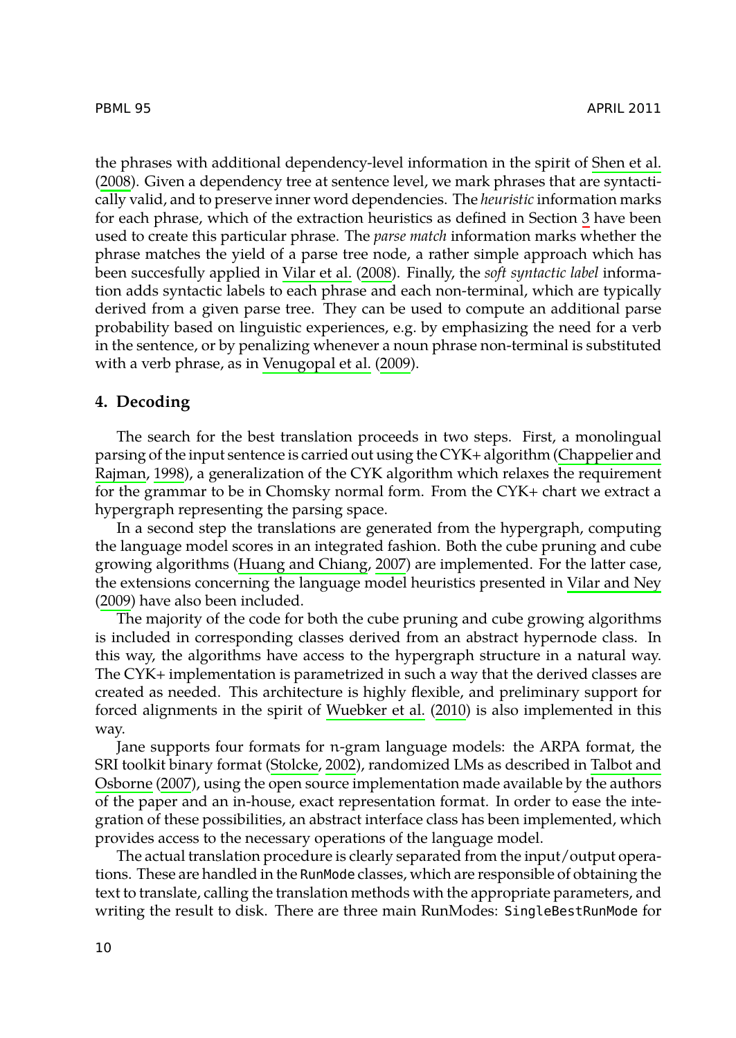the phrases with additional dependency-level information in the spirit of Shen et al. (2008). Given a dependency tree at sentence level, we mark phrases that are syntactically valid, and to preserve inner word dependencies. The *heuristic* information marks for each phrase, which of the extraction heuristics as defined in Section 3 have been used to create this particular phrase. The *parse match* information marks whether the phrase matches the yield of a parse tree node, a rather simple approach which has been succesfully applied in Vilar et al. (2008). Finally, the *soft syntactic label* information adds syntactic labels to each phrase and each non-terminal, which are typically derived from a given parse tree. They can be used to compute an additional parse probability based on linguistic experiences, e.g. by emphasizing the need for a verb in the sentence, or by penalizing whenever a noun phrase non-terminal is substituted with a verb phrase, as in Venugopal et al. (2009).

## 4. Decoding

The search for the best translation proceeds in two steps. First, a monolingual parsing of the input sentence is carried out using the CYK+ algorithm (Chappelier and Rajman, 1998), a generalization of the CYK algorithm which relaxes the requirement for the grammar to be in Chomsky normal form. From the CYK+ chart we extract a hypergraph representing the parsing space.

In a second step the translations are generated from the hypergraph, computing the language model scores in an integrated fashion. Both the cube pruning and cube growing algorithms (Huang and Chiang, 2007) are implemented. For the latter case, the extensions concerning the language model heuristics presented in Vilar and Ney (2009) have also been included.

The majority of the code for both the cube pruning and cube growing algorithms is included in corresponding classes derived from an abstract hypernode class. In this way, the algorithms have access to the hypergraph structure in a natural way. The CYK+ implementation is parametrized in such a way that the derived classes are created as needed. This architecture is highly flexible, and preliminary support for forced alignments in the spirit of Wuebker et al. (2010) is also implemented in this way.

Jane supports four formats for $n$-gram language models: the ARPA format, the SRI toolkit binary format (Stolcke, 2002), randomized LMs as described in Talbot and Osborne (2007), using the open source implementation made available by the authors of the paper and an in-house, exact representation format. In order to ease the integration of these possibilities, an abstract interface class has been implemented, which provides access to the necessary operations of the language model.

The actual translation procedure is clearly separated from the input/output operations. These are handled in the `RunMode` classes, which are responsible of obtaining the text to translate, calling the translation methods with the appropriate parameters, and writing the result to disk. There are three main RunModes: `SingleBestRunMode` for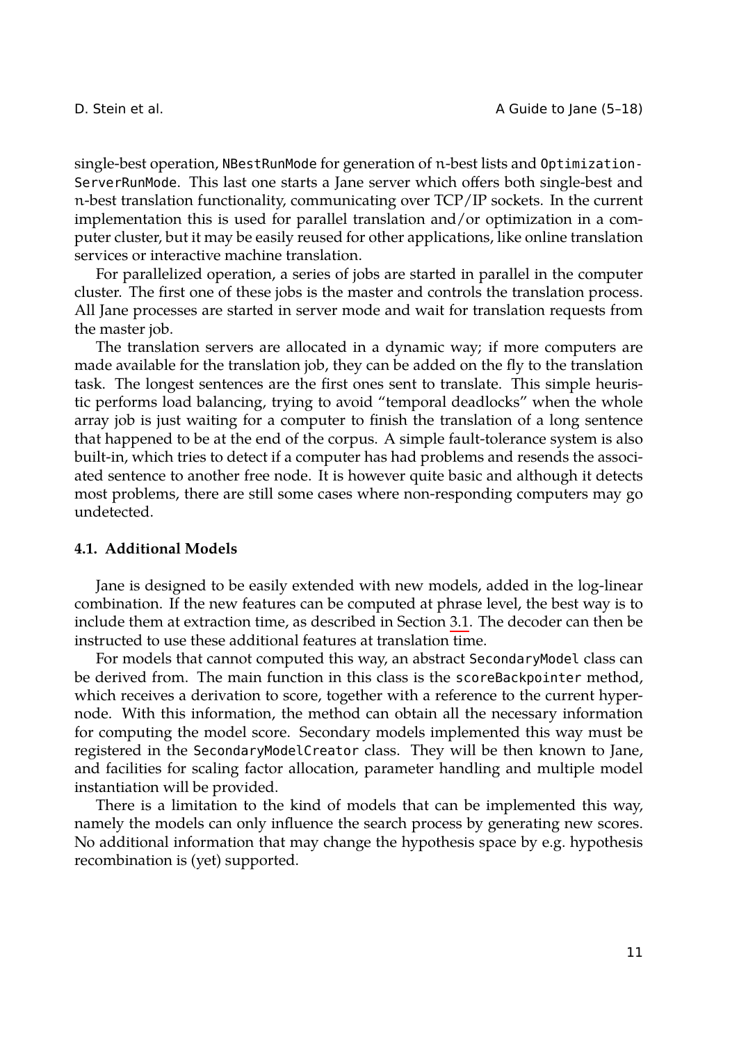single-best operation, `NBestRunMode` for generation of $n$-best lists and `Optimization-ServerRunMode`. This last one starts a Jane server which offers both single-best and $n$-best translation functionality, communicating over TCP/IP sockets. In the current implementation this is used for parallel translation and/or optimization in a computer cluster, but it may be easily reused for other applications, like online translation services or interactive machine translation.

For parallelized operation, a series of jobs are started in parallel in the computer cluster. The first one of these jobs is the master and controls the translation process. All Jane processes are started in server mode and wait for translation requests from the master job.

The translation servers are allocated in a dynamic way; if more computers are made available for the translation job, they can be added on the fly to the translation task. The longest sentences are the first ones sent to translate. This simple heuristic performs load balancing, trying to avoid "temporal deadlocks" when the whole array job is just waiting for a computer to finish the translation of a long sentence that happened to be at the end of the corpus. A simple fault-tolerance system is also built-in, which tries to detect if a computer has had problems and resends the associated sentence to another free node. It is however quite basic and although it detects most problems, there are still some cases where non-responding computers may go undetected.

### 4.1. Additional Models

Jane is designed to be easily extended with new models, added in the log-linear combination. If the new features can be computed at phrase level, the best way is to include them at extraction time, as described in Section 3.1. The decoder can then be instructed to use these additional features at translation time.

For models that cannot computed this way, an abstract `SecondaryModel` class can be derived from. The main function in this class is the `scoreBackpointer` method, which receives a derivation to score, together with a reference to the current hypernode. With this information, the method can obtain all the necessary information for computing the model score. Secondary models implemented this way must be registered in the `SecondaryModelCreator` class. They will be then known to Jane, and facilities for scaling factor allocation, parameter handling and multiple model instantiation will be provided.

There is a limitation to the kind of models that can be implemented this way, namely the models can only influence the search process by generating new scores. No additional information that may change the hypothesis space by e.g. hypothesis recombination is (yet) supported.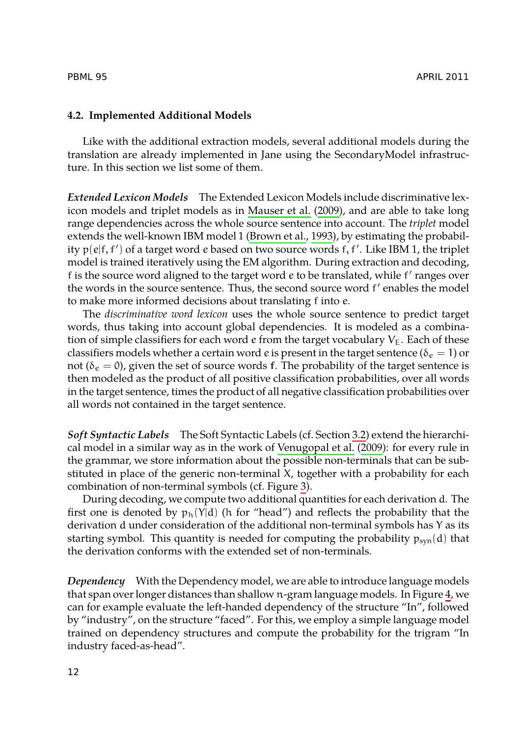### 4.2. Implemented Additional Models

Like with the additional extraction models, several additional models during the translation are already implemented in Jane using the SecondaryModel infrastructure. In this section we list some of them.

***Extended Lexicon Models*** The Extended Lexicon Models include discriminative lexicon models and triplet models as in Mauser et al. (2009), and are able to take long range dependencies across the whole source sentence into account. The *triplet* model extends the well-known IBM model 1 (Brown et al., 1993), by estimating the probability $p(e|f, f')$ of a target word $e$ based on two source words $f, f'$. Like IBM 1, the triplet model is trained iteratively using the EM algorithm. During extraction and decoding, $f$ is the source word aligned to the target word $e$ to be translated, while $f'$ ranges over the words in the source sentence. Thus, the second source word $f'$ enables the model to make more informed decisions about translating $f$ into $e$.

The *discriminative word lexicon* uses the whole source sentence to predict target words, thus taking into account global dependencies. It is modeled as a combination of simple classifiers for each word $e$ from the target vocabulary $V_E$. Each of these classifiers models whether a certain word $e$ is present in the target sentence ($\delta_e = 1$) or not ($\delta_e = 0$), given the set of source words $\mathbf{f}$. The probability of the target sentence is then modeled as the product of all positive classification probabilities, over all words in the target sentence, times the product of all negative classification probabilities over all words not contained in the target sentence.

***Soft Syntactic Labels*** The Soft Syntactic Labels (cf. Section 3.2) extend the hierarchical model in a similar way as in the work of Venugopal et al. (2009): for every rule in the grammar, we store information about the possible non-terminals that can be substituted in place of the generic non-terminal X, together with a probability for each combination of non-terminal symbols (cf. Figure 3).

During decoding, we compute two additional quantities for each derivation d. The first one is denoted by $p_h(Y|d)$ (h for "head") and reflects the probability that the derivation d under consideration of the additional non-terminal symbols has Y as its starting symbol. This quantity is needed for computing the probability $p_{syn}(d)$ that the derivation conforms with the extended set of non-terminals.

***Dependency*** With the Dependency model, we are able to introduce language models that span over longer distances than shallow n-gram language models. In Figure 4, we can for example evaluate the left-handed dependency of the structure "In", followed by "industry", on the structure "faced". For this, we employ a simple language model trained on dependency structures and compute the probability for the trigram "In industry faced-as-head".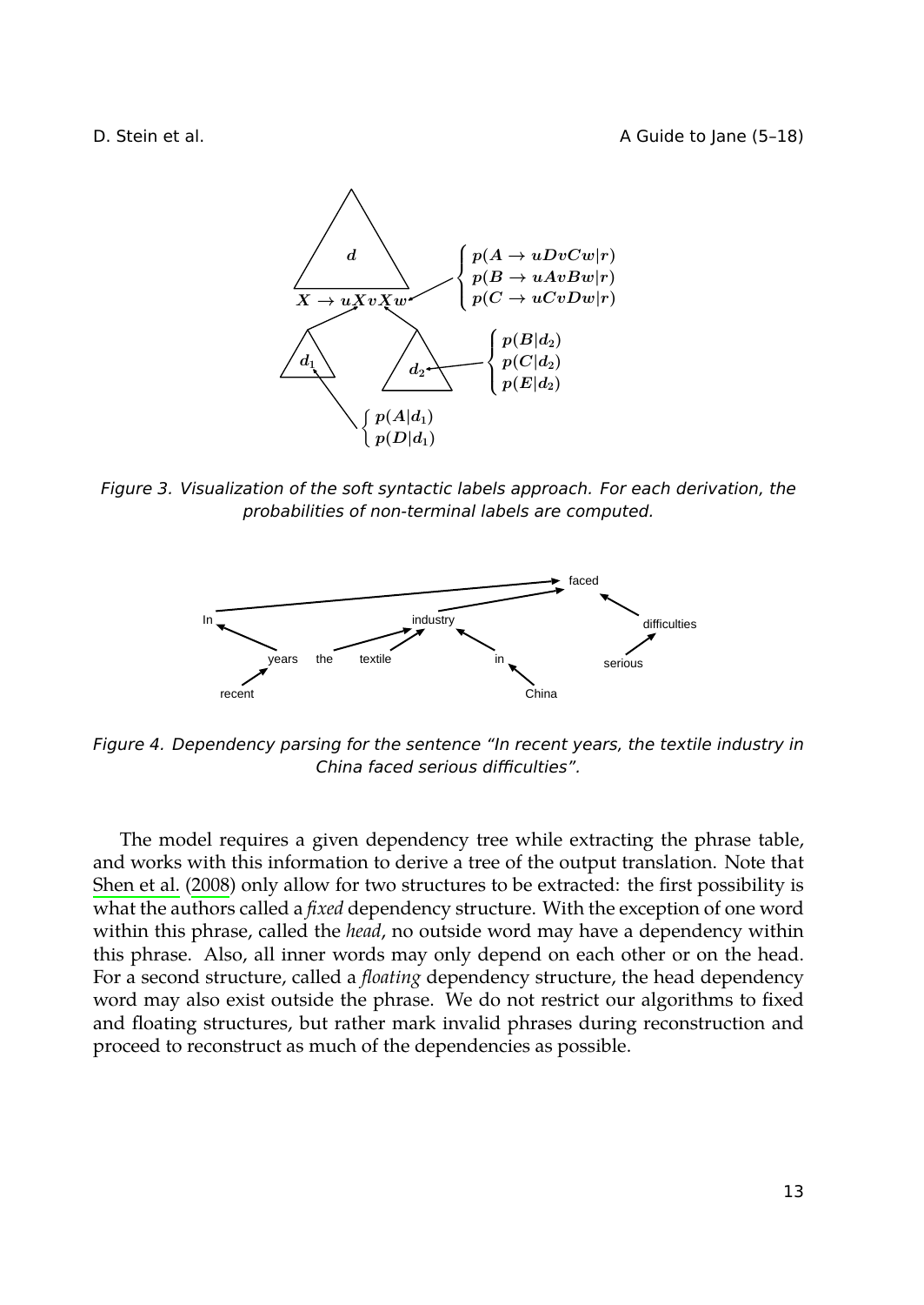Figure 3. Visualization of the soft syntactic labels approach. For each derivation, the probabilities of non-terminal labels are computed.

Figure 4. Dependency parsing for the sentence "In recent years, the textile industry in China faced serious difficulties".

The model requires a given dependency tree while extracting the phrase table, and works with this information to derive a tree of the output translation. Note that Shen et al. (2008) only allow for two structures to be extracted: the first possibility is what the authors called a *fixed* dependency structure. With the exception of one word within this phrase, called the *head*, no outside word may have a dependency within this phrase. Also, all inner words may only depend on each other or on the head. For a second structure, called a *floating* dependency structure, the head dependency word may also exist outside the phrase. We do not restrict our algorithms to fixed and floating structures, but rather mark invalid phrases during reconstruction and proceed to reconstruct as much of the dependencies as possible.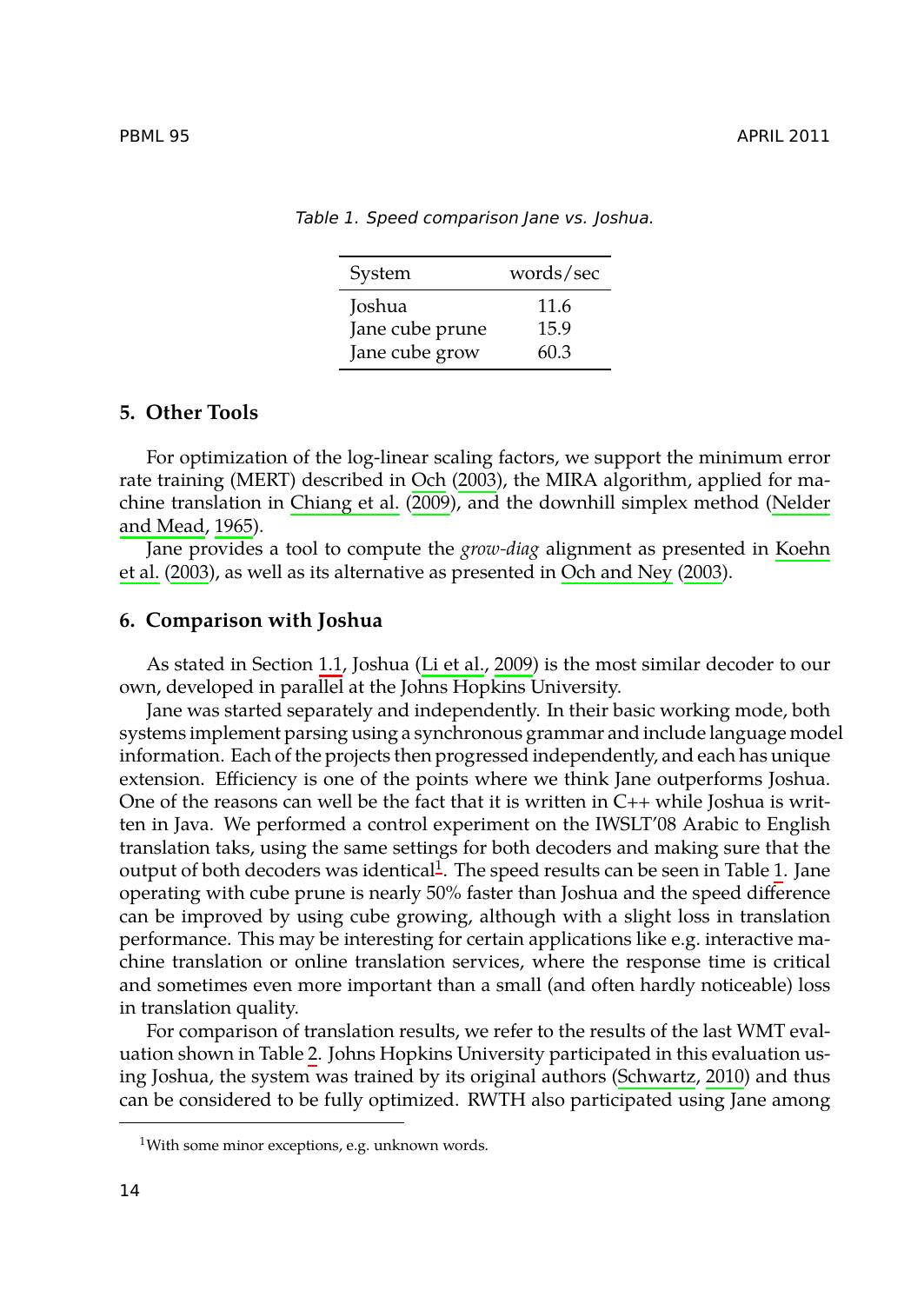Table 1. Speed comparison Jane vs. Joshua.

| System | words/sec |
|---|---|
| Joshua | 11.6 |
| Jane cube prune | 15.9 |
| Jane cube grow | 60.3 |

## 5. Other Tools

For optimization of the log-linear scaling factors, we support the minimum error rate training (MERT) described in Och (2003), the MIRA algorithm, applied for machine translation in Chiang et al. (2009), and the downhill simplex method (Nelder and Mead, 1965).

Jane provides a tool to compute the *grow-diag* alignment as presented in Koehn et al. (2003), as well as its alternative as presented in Och and Ney (2003).

## 6. Comparison with Joshua

As stated in Section 1.1, Joshua (Li et al., 2009) is the most similar decoder to our own, developed in parallel at the Johns Hopkins University.

Jane was started separately and independently. In their basic working mode, both systems implement parsing using a synchronous grammar and include language model information. Each of the projects then progressed independently, and each has unique extension. Efficiency is one of the points where we think Jane outperforms Joshua. One of the reasons can well be the fact that it is written in C++ while Joshua is written in Java. We performed a control experiment on the IWSLT'08 Arabic to English translation taks, using the same settings for both decoders and making sure that the output of both decoders was identical[1]. The speed results can be seen in Table 1. Jane operating with cube prune is nearly 50% faster than Joshua and the speed difference can be improved by using cube growing, although with a slight loss in translation performance. This may be interesting for certain applications like e.g. interactive machine translation or online translation services, where the response time is critical and sometimes even more important than a small (and often hardly noticeable) loss in translation quality.

For comparison of translation results, we refer to the results of the last WMT evaluation shown in Table 2. Johns Hopkins University participated in this evaluation using Joshua, the system was trained by its original authors (Schwartz, 2010) and thus can be considered to be fully optimized. RWTH also participated using Jane among

[1]With some minor exceptions, e.g. unknown words.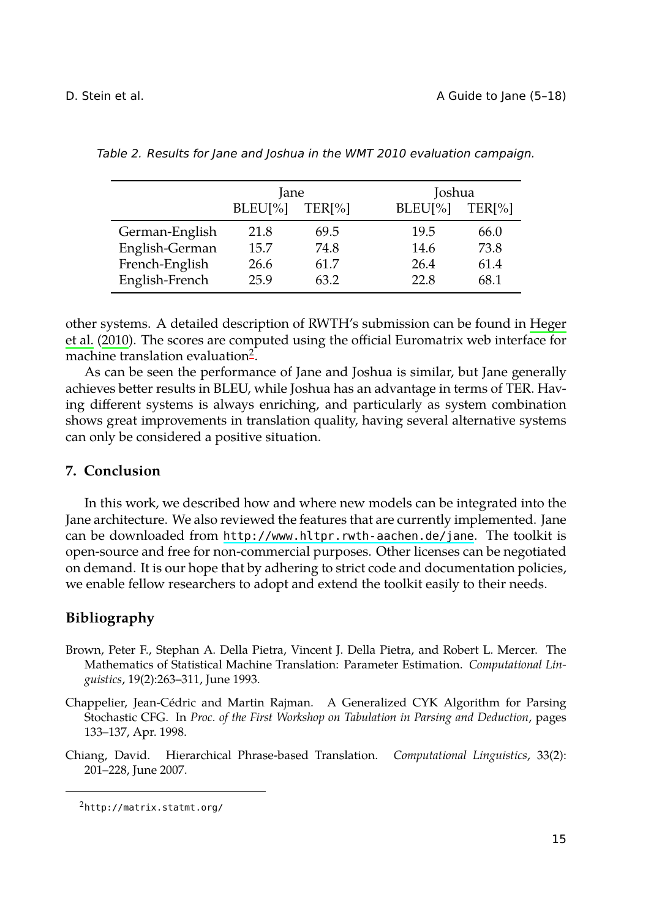Table 2. Results for Jane and Joshua in the WMT 2010 evaluation campaign.

| | Jane | | Joshua | |
|---|---|---|---|---|
| | BLEU[%] | TER[%] | BLEU[%] | TER[%] |
| German-English | 21.8 | 69.5 | 19.5 | 66.0 |
| English-German | 15.7 | 74.8 | 14.6 | 73.8 |
| French-English | 26.6 | 61.7 | 26.4 | 61.4 |
| English-French | 25.9 | 63.2 | 22.8 | 68.1 |

other systems. A detailed description of RWTH's submission can be found in Heger et al. (2010). The scores are computed using the official Euromatrix web interface for machine translation evaluation[2].

As can be seen the performance of Jane and Joshua is similar, but Jane generally achieves better results in BLEU, while Joshua has an advantage in terms of TER. Having different systems is always enriching, and particularly as system combination shows great improvements in translation quality, having several alternative systems can only be considered a positive situation.

## 7. Conclusion

In this work, we described how and where new models can be integrated into the Jane architecture. We also reviewed the features that are currently implemented. Jane can be downloaded from http://www.hltpr.rwth-aachen.de/jane. The toolkit is open-source and free for non-commercial purposes. Other licenses can be negotiated on demand. It is our hope that by adhering to strict code and documentation policies, we enable fellow researchers to adopt and extend the toolkit easily to their needs.

## Bibliography

Brown, Peter F., Stephan A. Della Pietra, Vincent J. Della Pietra, and Robert L. Mercer. The Mathematics of Statistical Machine Translation: Parameter Estimation. *Computational Linguistics*, 19(2):263–311, June 1993.

Chappelier, Jean-Cédric and Martin Rajman. A Generalized CYK Algorithm for Parsing Stochastic CFG. In *Proc. of the First Workshop on Tabulation in Parsing and Deduction*, pages 133–137, Apr. 1998.

Chiang, David. Hierarchical Phrase-based Translation. *Computational Linguistics*, 33(2): 201–228, June 2007.

[2] http://matrix.statmt.org/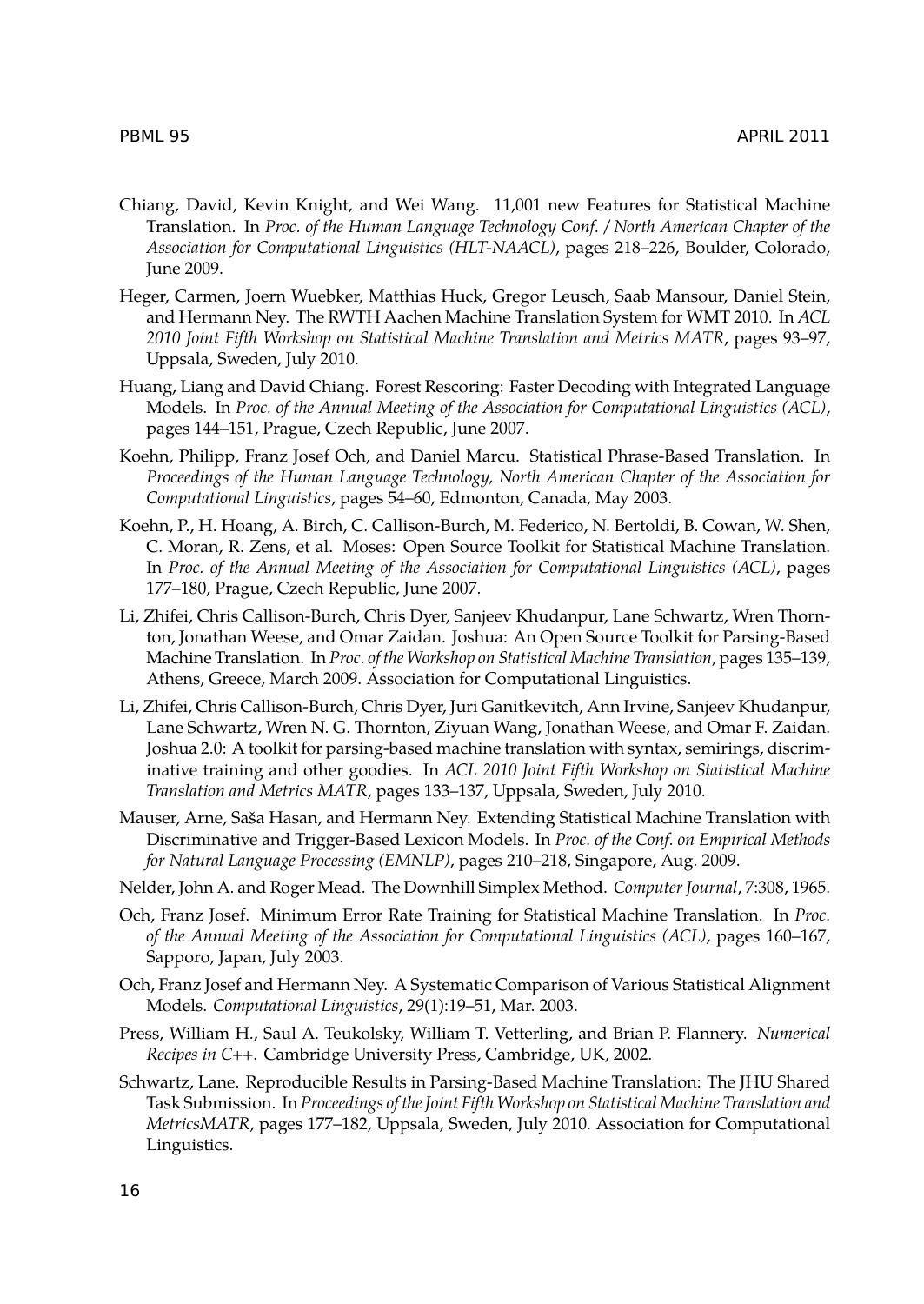Chiang, David, Kevin Knight, and Wei Wang. 11,001 new Features for Statistical Machine Translation. In *Proc. of the Human Language Technology Conf. / North American Chapter of the Association for Computational Linguistics (HLT-NAACL)*, pages 218–226, Boulder, Colorado, June 2009.

Heger, Carmen, Joern Wuebker, Matthias Huck, Gregor Leusch, Saab Mansour, Daniel Stein, and Hermann Ney. The RWTH Aachen Machine Translation System for WMT 2010. In *ACL 2010 Joint Fifth Workshop on Statistical Machine Translation and Metrics MATR*, pages 93–97, Uppsala, Sweden, July 2010.

Huang, Liang and David Chiang. Forest Rescoring: Faster Decoding with Integrated Language Models. In *Proc. of the Annual Meeting of the Association for Computational Linguistics (ACL)*, pages 144–151, Prague, Czech Republic, June 2007.

Koehn, Philipp, Franz Josef Och, and Daniel Marcu. Statistical Phrase-Based Translation. In *Proceedings of the Human Language Technology, North American Chapter of the Association for Computational Linguistics*, pages 54–60, Edmonton, Canada, May 2003.

Koehn, P., H. Hoang, A. Birch, C. Callison-Burch, M. Federico, N. Bertoldi, B. Cowan, W. Shen, C. Moran, R. Zens, et al. Moses: Open Source Toolkit for Statistical Machine Translation. In *Proc. of the Annual Meeting of the Association for Computational Linguistics (ACL)*, pages 177–180, Prague, Czech Republic, June 2007.

Li, Zhifei, Chris Callison-Burch, Chris Dyer, Sanjeev Khudanpur, Lane Schwartz, Wren Thornton, Jonathan Weese, and Omar Zaidan. Joshua: An Open Source Toolkit for Parsing-Based Machine Translation. In *Proc. of the Workshop on Statistical Machine Translation*, pages 135–139, Athens, Greece, March 2009. Association for Computational Linguistics.

Li, Zhifei, Chris Callison-Burch, Chris Dyer, Juri Ganitkevitch, Ann Irvine, Sanjeev Khudanpur, Lane Schwartz, Wren N. G. Thornton, Ziyuan Wang, Jonathan Weese, and Omar F. Zaidan. Joshua 2.0: A toolkit for parsing-based machine translation with syntax, semirings, discriminative training and other goodies. In *ACL 2010 Joint Fifth Workshop on Statistical Machine Translation and Metrics MATR*, pages 133–137, Uppsala, Sweden, July 2010.

Mauser, Arne, Saša Hasan, and Hermann Ney. Extending Statistical Machine Translation with Discriminative and Trigger-Based Lexicon Models. In *Proc. of the Conf. on Empirical Methods for Natural Language Processing (EMNLP)*, pages 210–218, Singapore, Aug. 2009.

Nelder, John A. and Roger Mead. The Downhill Simplex Method. *Computer Journal*, 7:308, 1965.

Och, Franz Josef. Minimum Error Rate Training for Statistical Machine Translation. In *Proc. of the Annual Meeting of the Association for Computational Linguistics (ACL)*, pages 160–167, Sapporo, Japan, July 2003.

Och, Franz Josef and Hermann Ney. A Systematic Comparison of Various Statistical Alignment Models. *Computational Linguistics*, 29(1):19–51, Mar. 2003.

Press, William H., Saul A. Teukolsky, William T. Vetterling, and Brian P. Flannery. *Numerical Recipes in C++*. Cambridge University Press, Cambridge, UK, 2002.

Schwartz, Lane. Reproducible Results in Parsing-Based Machine Translation: The JHU Shared Task Submission. In *Proceedings of the Joint Fifth Workshop on Statistical Machine Translation and MetricsMATR*, pages 177–182, Uppsala, Sweden, July 2010. Association for Computational Linguistics.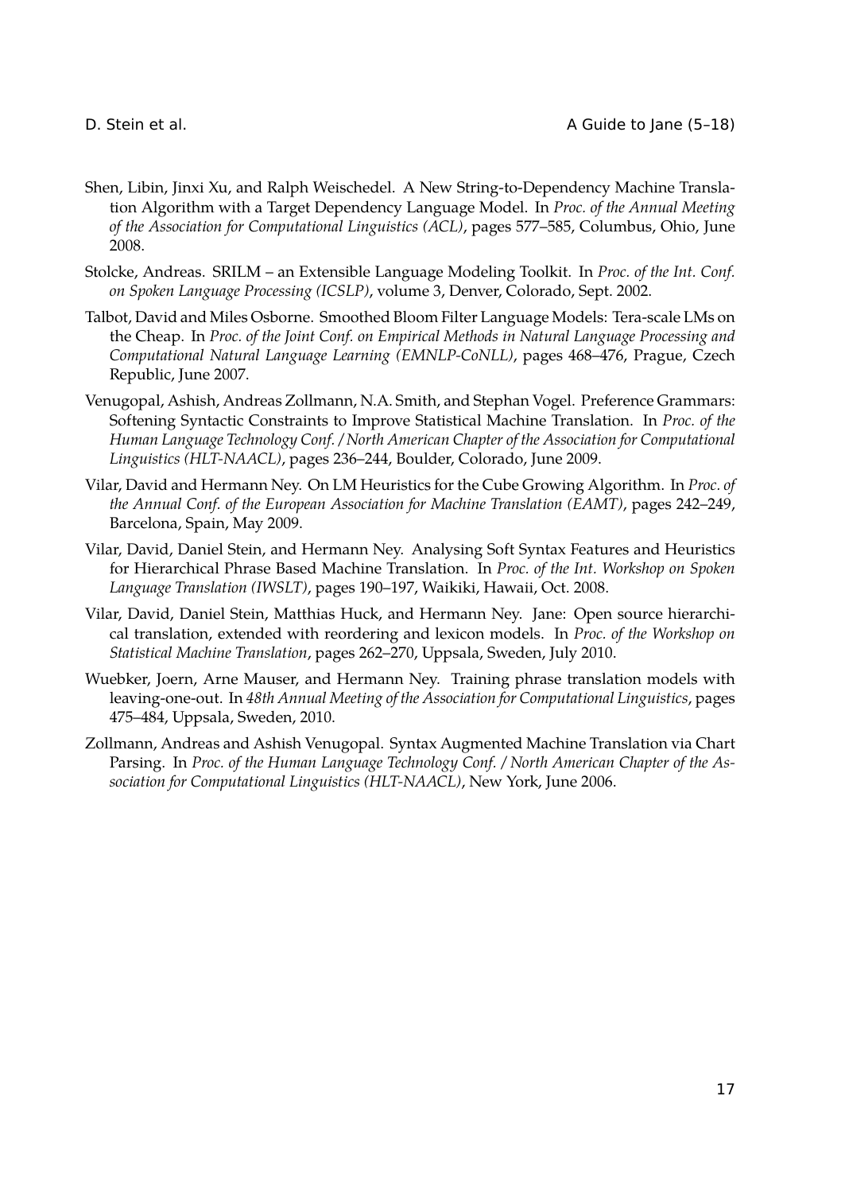Shen, Libin, Jinxi Xu, and Ralph Weischedel. A New String-to-Dependency Machine Translation Algorithm with a Target Dependency Language Model. In *Proc. of the Annual Meeting of the Association for Computational Linguistics (ACL)*, pages 577–585, Columbus, Ohio, June 2008.

Stolcke, Andreas. SRILM – an Extensible Language Modeling Toolkit. In *Proc. of the Int. Conf. on Spoken Language Processing (ICSLP)*, volume 3, Denver, Colorado, Sept. 2002.

Talbot, David and Miles Osborne. Smoothed Bloom Filter Language Models: Tera-scale LMs on the Cheap. In *Proc. of the Joint Conf. on Empirical Methods in Natural Language Processing and Computational Natural Language Learning (EMNLP-CoNLL)*, pages 468–476, Prague, Czech Republic, June 2007.

Venugopal, Ashish, Andreas Zollmann, N.A. Smith, and Stephan Vogel. Preference Grammars: Softening Syntactic Constraints to Improve Statistical Machine Translation. In *Proc. of the Human Language Technology Conf. / North American Chapter of the Association for Computational Linguistics (HLT-NAACL)*, pages 236–244, Boulder, Colorado, June 2009.

Vilar, David and Hermann Ney. On LM Heuristics for the Cube Growing Algorithm. In *Proc. of the Annual Conf. of the European Association for Machine Translation (EAMT)*, pages 242–249, Barcelona, Spain, May 2009.

Vilar, David, Daniel Stein, and Hermann Ney. Analysing Soft Syntax Features and Heuristics for Hierarchical Phrase Based Machine Translation. In *Proc. of the Int. Workshop on Spoken Language Translation (IWSLT)*, pages 190–197, Waikiki, Hawaii, Oct. 2008.

Vilar, David, Daniel Stein, Matthias Huck, and Hermann Ney. Jane: Open source hierarchical translation, extended with reordering and lexicon models. In *Proc. of the Workshop on Statistical Machine Translation*, pages 262–270, Uppsala, Sweden, July 2010.

Wuebker, Joern, Arne Mauser, and Hermann Ney. Training phrase translation models with leaving-one-out. In *48th Annual Meeting of the Association for Computational Linguistics*, pages 475–484, Uppsala, Sweden, 2010.

Zollmann, Andreas and Ashish Venugopal. Syntax Augmented Machine Translation via Chart Parsing. In *Proc. of the Human Language Technology Conf. / North American Chapter of the Association for Computational Linguistics (HLT-NAACL)*, New York, June 2006.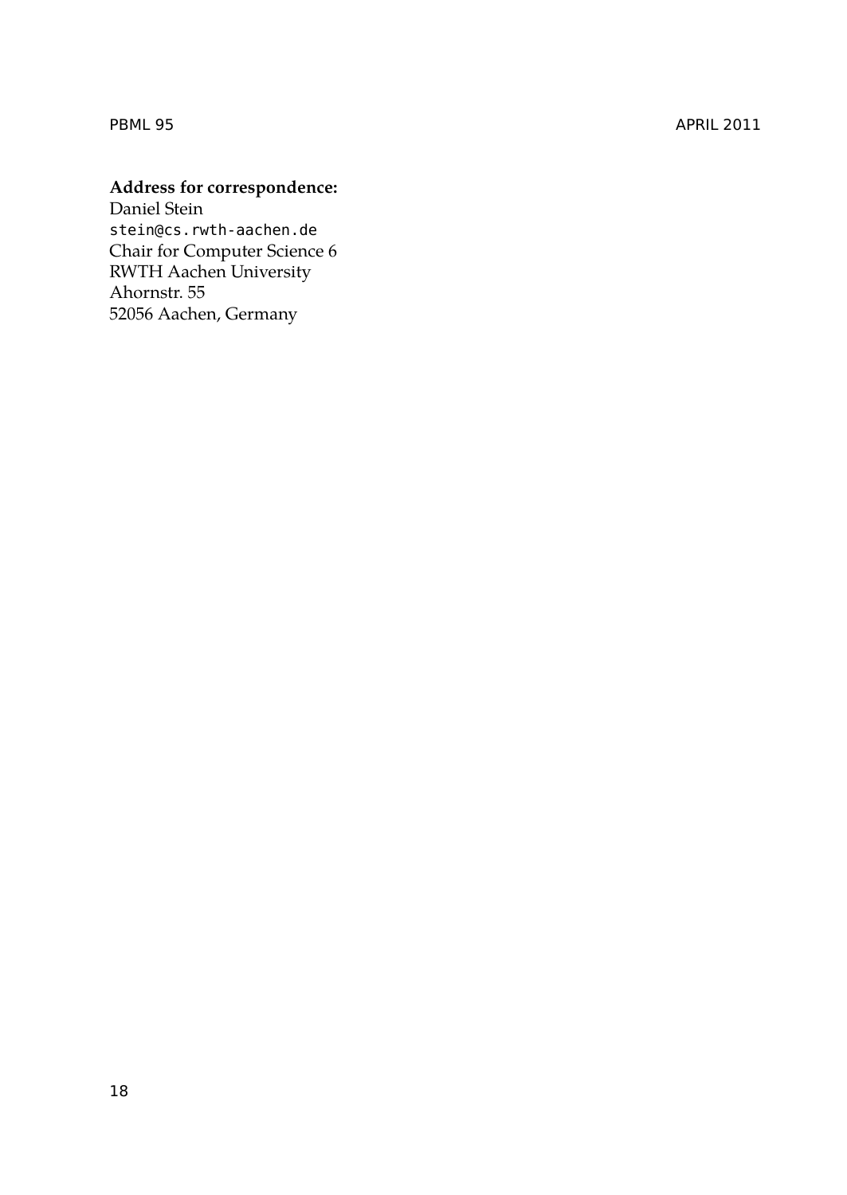**Address for correspondence:**
Daniel Stein
stein@cs.rwth-aachen.de
Chair for Computer Science 6
RWTH Aachen University
Ahornstr. 55
52056 Aachen, Germany